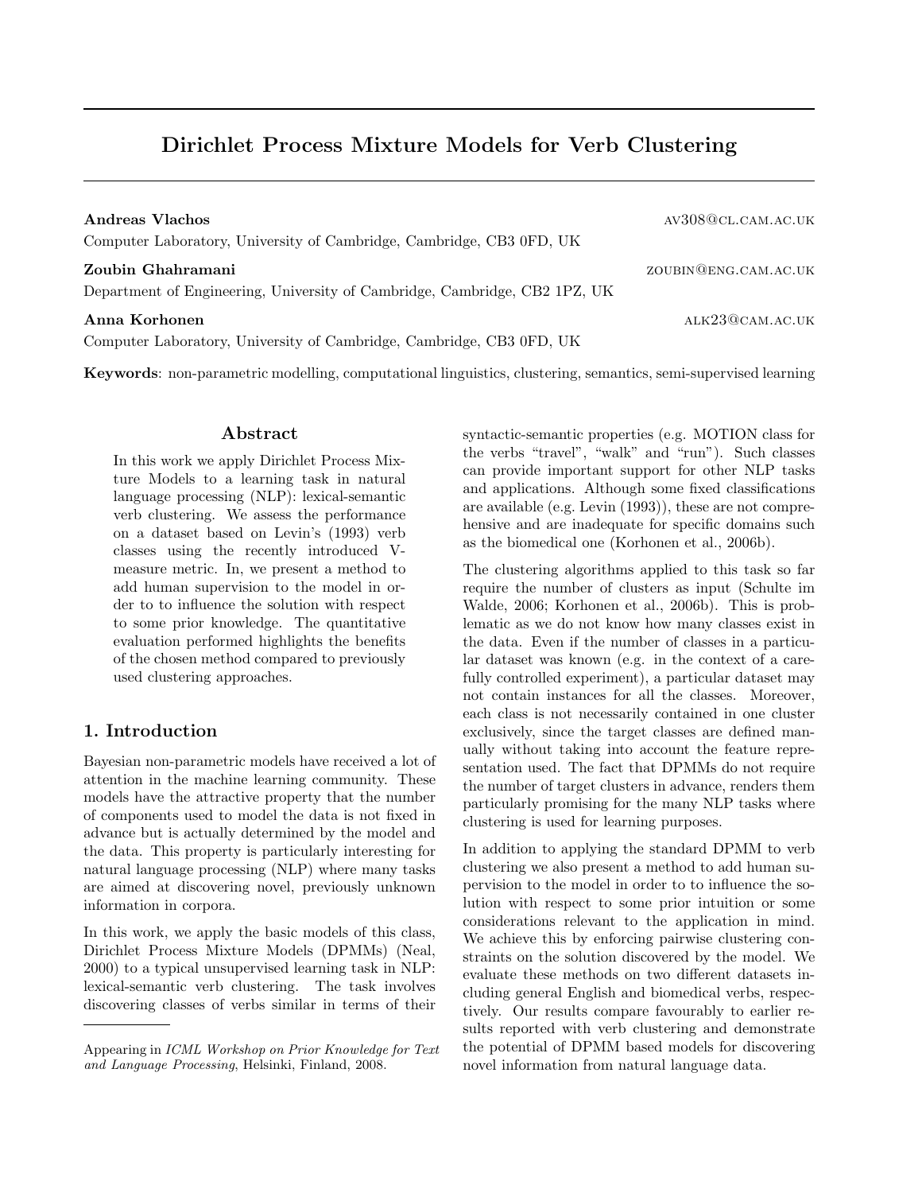# Dirichlet Process Mixture Models for Verb Clustering

**Andreas Vlachos** av308@cl.cam.ac.uk
Computer Laboratory, University of Cambridge, Cambridge, CB3 0FD, UK

**Zoubin Ghahramani** zoubin@eng.cam.ac.uk
Department of Engineering, University of Cambridge, Cambridge, CB2 1PZ, UK

**Anna Korhonen** alk23@cam.ac.uk
Computer Laboratory, University of Cambridge, Cambridge, CB3 0FD, UK

**Keywords**: non-parametric modelling, computational linguistics, clustering, semantics, semi-supervised learning

## Abstract

In this work we apply Dirichlet Process Mixture Models to a learning task in natural language processing (NLP): lexical-semantic verb clustering. We assess the performance on a dataset based on Levin's (1993) verb classes using the recently introduced V-measure metric. In, we present a method to add human supervision to the model in order to to influence the solution with respect to some prior knowledge. The quantitative evaluation performed highlights the benefits of the chosen method compared to previously used clustering approaches.

## 1. Introduction

Bayesian non-parametric models have received a lot of attention in the machine learning community. These models have the attractive property that the number of components used to model the data is not fixed in advance but is actually determined by the model and the data. This property is particularly interesting for natural language processing (NLP) where many tasks are aimed at discovering novel, previously unknown information in corpora.

In this work, we apply the basic models of this class, Dirichlet Process Mixture Models (DPMMs) (Neal, 2000) to a typical unsupervised learning task in NLP: lexical-semantic verb clustering. The task involves discovering classes of verbs similar in terms of their syntactic-semantic properties (e.g. MOTION class for the verbs "travel", "walk" and "run"). Such classes can provide important support for other NLP tasks and applications. Although some fixed classifications are available (e.g. Levin (1993)), these are not comprehensive and are inadequate for specific domains such as the biomedical one (Korhonen et al., 2006b).

The clustering algorithms applied to this task so far require the number of clusters as input (Schulte im Walde, 2006; Korhonen et al., 2006b). This is problematic as we do not know how many classes exist in the data. Even if the number of classes in a particular dataset was known (e.g. in the context of a carefully controlled experiment), a particular dataset may not contain instances for all the classes. Moreover, each class is not necessarily contained in one cluster exclusively, since the target classes are defined manually without taking into account the feature representation used. The fact that DPMMs do not require the number of target clusters in advance, renders them particularly promising for the many NLP tasks where clustering is used for learning purposes.

In addition to applying the standard DPMM to verb clustering we also present a method to add human supervision to the model in order to to influence the solution with respect to some prior intuition or some considerations relevant to the application in mind. We achieve this by enforcing pairwise clustering constraints on the solution discovered by the model. We evaluate these methods on two different datasets including general English and biomedical verbs, respectively. Our results compare favourably to earlier results reported with verb clustering and demonstrate the potential of DPMM based models for discovering novel information from natural language data.

---

Appearing in *ICML Workshop on Prior Knowledge for Text and Language Processing*, Helsinki, Finland, 2008.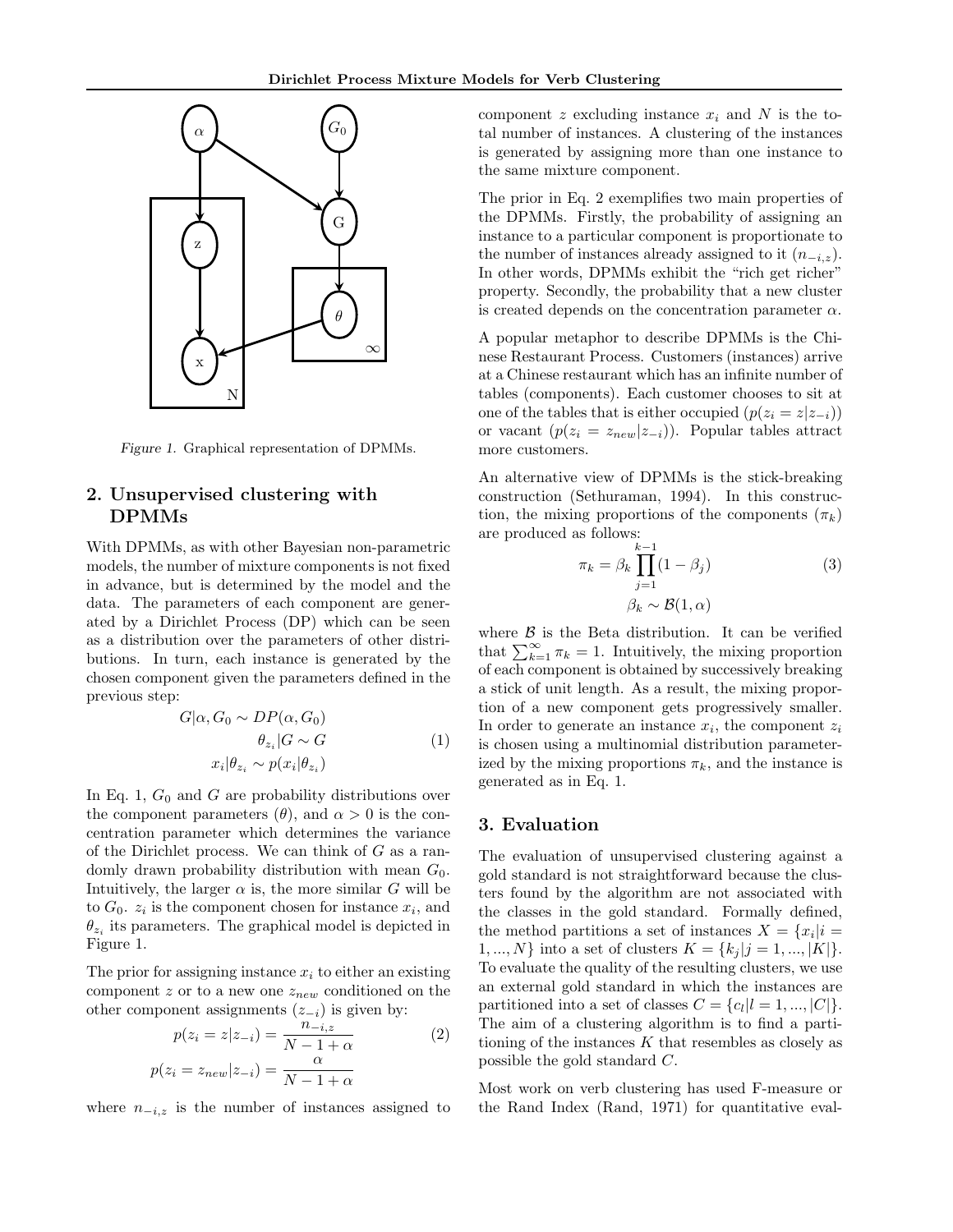Figure 1. Graphical representation of DPMMs.

## 2. Unsupervised clustering with DPMMs

With DPMMs, as with other Bayesian non-parametric models, the number of mixture components is not fixed in advance, but is determined by the model and the data. The parameters of each component are generated by a Dirichlet Process (DP) which can be seen as a distribution over the parameters of other distributions. In turn, each instance is generated by the chosen component given the parameters defined in the previous step:

$$
\begin{aligned}
G|\alpha, G_0 &\sim DP(\alpha, G_0) \\
\theta_{z_i}|G &\sim G \\
x_i|\theta_{z_i} &\sim p(x_i|\theta_{z_i})
\end{aligned}
\tag{1}
$$

In Eq. 1, $G_0$ and $G$ are probability distributions over the component parameters ($\theta$), and $\alpha > 0$ is the concentration parameter which determines the variance of the Dirichlet process. We can think of $G$ as a randomly drawn probability distribution with mean $G_0$. Intuitively, the larger $\alpha$ is, the more similar $G$ will be to $G_0$. $z_i$ is the component chosen for instance $x_i$, and $\theta_{z_i}$ its parameters. The graphical model is depicted in Figure 1.

The prior for assigning instance $x_i$ to either an existing component $z$ or to a new one $z_{new}$ conditioned on the other component assignments ($z_{-i}$) is given by:

$$
\begin{aligned}
p(z_i = z|z_{-i}) &= \frac{n_{-i,z}}{N - 1 + \alpha} \\
p(z_i = z_{new}|z_{-i}) &= \frac{\alpha}{N - 1 + \alpha}
\end{aligned}
\tag{2}
$$

where $n_{-i,z}$ is the number of instances assigned to component $z$ excluding instance $x_i$ and $N$ is the total number of instances. A clustering of the instances is generated by assigning more than one instance to the same mixture component.

The prior in Eq. 2 exemplifies two main properties of the DPMMs. Firstly, the probability of assigning an instance to a particular component is proportionate to the number of instances already assigned to it ($n_{-i,z}$). In other words, DPMMs exhibit the "rich get richer" property. Secondly, the probability that a new cluster is created depends on the concentration parameter $\alpha$.

A popular metaphor to describe DPMMs is the Chinese Restaurant Process. Customers (instances) arrive at a Chinese restaurant which has an infinite number of tables (components). Each customer chooses to sit at one of the tables that is either occupied ($p(z_i = z|z_{-i})$) or vacant ($p(z_i = z_{new}|z_{-i})$). Popular tables attract more customers.

An alternative view of DPMMs is the stick-breaking construction (Sethuraman, 1994). In this construction, the mixing proportions of the components ($\pi_k$) are produced as follows:

$$
\begin{aligned}
\pi_k &= \beta_k \prod_{j=1}^{k-1} (1 - \beta_j) \\
\beta_k &\sim \mathcal{B}(1, \alpha)
\end{aligned}
\tag{3}
$$

where $\mathcal{B}$ is the Beta distribution. It can be verified that $\sum_{k=1}^{\infty} \pi_k = 1$. Intuitively, the mixing proportion of each component is obtained by successively breaking a stick of unit length. As a result, the mixing proportion of a new component gets progressively smaller. In order to generate an instance $x_i$, the component $z_i$ is chosen using a multinomial distribution parameterized by the mixing proportions $\pi_k$, and the instance is generated as in Eq. 1.

## 3. Evaluation

The evaluation of unsupervised clustering against a gold standard is not straightforward because the clusters found by the algorithm are not associated with the classes in the gold standard. Formally defined, the method partitions a set of instances $X = \{x_i|i = 1, ..., N\}$ into a set of clusters $K = \{k_j|j = 1, ..., |K|\}$. To evaluate the quality of the resulting clusters, we use an external gold standard in which the instances are partitioned into a set of classes $C = \{c_l|l = 1, ..., |C|\}$. The aim of a clustering algorithm is to find a partitioning of the instances $K$ that resembles as closely as possible the gold standard $C$.

Most work on verb clustering has used F-measure or the Rand Index (Rand, 1971) for quantitative eval-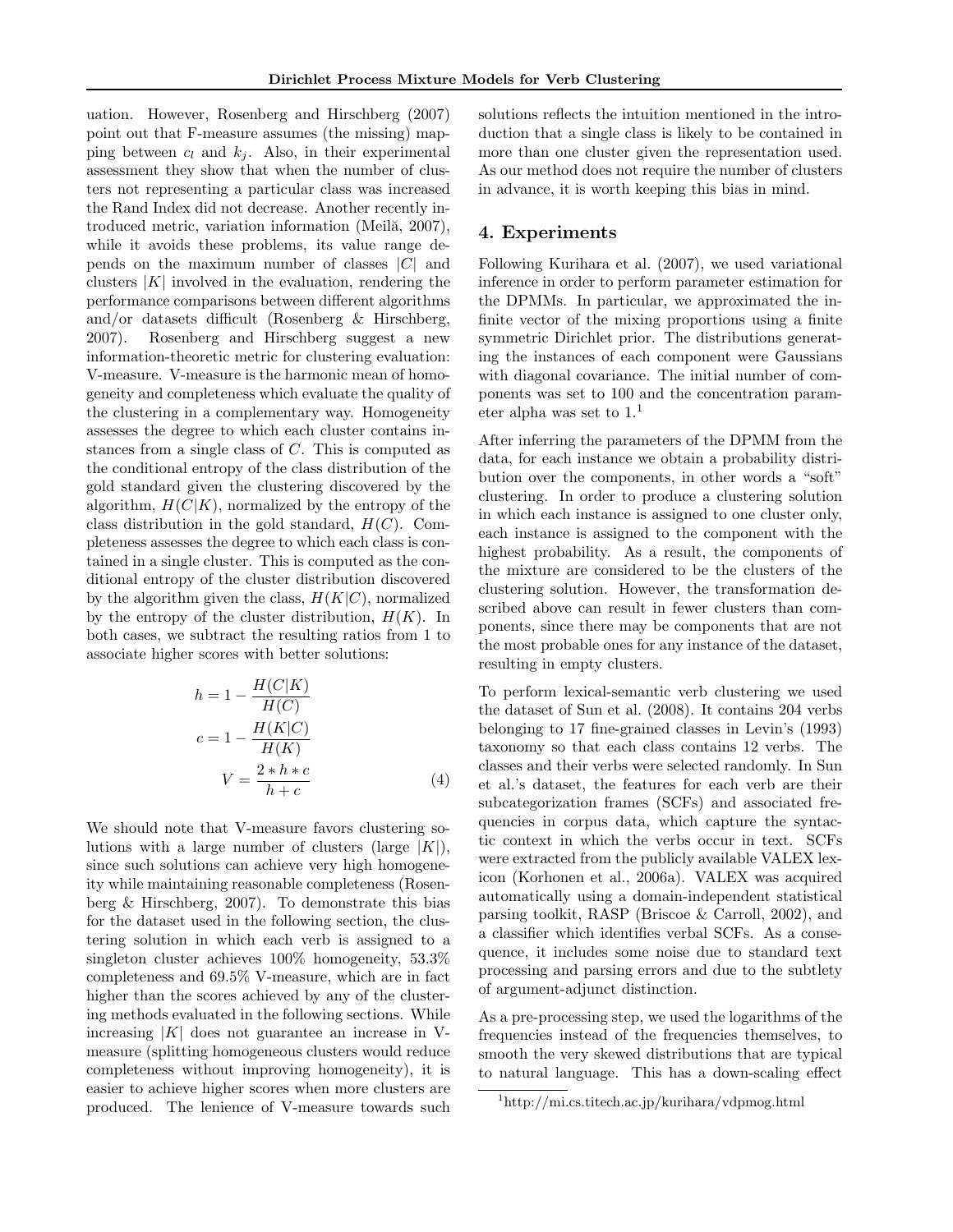uation. However, Rosenberg and Hirschberg (2007) point out that F-measure assumes (the missing) mapping between $c_l$ and $k_j$. Also, in their experimental assessment they show that when the number of clusters not representing a particular class was increased the Rand Index did not decrease. Another recently introduced metric, variation information (Meilă, 2007), while it avoids these problems, its value range depends on the maximum number of classes $|C|$ and clusters $|K|$ involved in the evaluation, rendering the performance comparisons between different algorithms and/or datasets difficult (Rosenberg & Hirschberg, 2007). Rosenberg and Hirschberg suggest a new information-theoretic metric for clustering evaluation: V-measure. V-measure is the harmonic mean of homogeneity and completeness which evaluate the quality of the clustering in a complementary way. Homogeneity assesses the degree to which each cluster contains instances from a single class of $C$. This is computed as the conditional entropy of the class distribution of the gold standard given the clustering discovered by the algorithm, $H(C|K)$, normalized by the entropy of the class distribution in the gold standard, $H(C)$. Completeness assesses the degree to which each class is contained in a single cluster. This is computed as the conditional entropy of the cluster distribution discovered by the algorithm given the class, $H(K|C)$, normalized by the entropy of the cluster distribution, $H(K)$. In both cases, we subtract the resulting ratios from 1 to associate higher scores with better solutions:

$$
\begin{aligned}
h &= 1 - \frac{H(C|K)}{H(C)} \\
c &= 1 - \frac{H(K|C)}{H(K)} \\
V &= \frac{2 * h * c}{h + c}
\end{aligned}
\tag{4}
$$

We should note that V-measure favors clustering solutions with a large number of clusters (large $|K|$), since such solutions can achieve very high homogeneity while maintaining reasonable completeness (Rosenberg & Hirschberg, 2007). To demonstrate this bias for the dataset used in the following section, the clustering solution in which each verb is assigned to a singleton cluster achieves 100% homogeneity, 53.3% completeness and 69.5% V-measure, which are in fact higher than the scores achieved by any of the clustering methods evaluated in the following sections. While increasing $|K|$ does not guarantee an increase in V-measure (splitting homogeneous clusters would reduce completeness without improving homogeneity), it is easier to achieve higher scores when more clusters are produced. The lenience of V-measure towards such solutions reflects the intuition mentioned in the introduction that a single class is likely to be contained in more than one cluster given the representation used. As our method does not require the number of clusters in advance, it is worth keeping this bias in mind.

## 4. Experiments

Following Kurihara et al. (2007), we used variational inference in order to perform parameter estimation for the DPMMs. In particular, we approximated the infinite vector of the mixing proportions using a finite symmetric Dirichlet prior. The distributions generating the instances of each component were Gaussians with diagonal covariance. The initial number of components was set to 100 and the concentration parameter alpha was set to 1.[1]

After inferring the parameters of the DPMM from the data, for each instance we obtain a probability distribution over the components, in other words a "soft" clustering. In order to produce a clustering solution in which each instance is assigned to one cluster only, each instance is assigned to the component with the highest probability. As a result, the components of the mixture are considered to be the clusters of the clustering solution. However, the transformation described above can result in fewer clusters than components, since there may be components that are not the most probable ones for any instance of the dataset, resulting in empty clusters.

To perform lexical-semantic verb clustering we used the dataset of Sun et al. (2008). It contains 204 verbs belonging to 17 fine-grained classes in Levin's (1993) taxonomy so that each class contains 12 verbs. The classes and their verbs were selected randomly. In Sun et al.'s dataset, the features for each verb are their subcategorization frames (SCFs) and associated frequencies in corpus data, which capture the syntactic context in which the verbs occur in text. SCFs were extracted from the publicly available VALEX lexicon (Korhonen et al., 2006a). VALEX was acquired automatically using a domain-independent statistical parsing toolkit, RASP (Briscoe & Carroll, 2002), and a classifier which identifies verbal SCFs. As a consequence, it includes some noise due to standard text processing and parsing errors and due to the subtlety of argument-adjunct distinction.

As a pre-processing step, we used the logarithms of the frequencies instead of the frequencies themselves, to smooth the very skewed distributions that are typical to natural language. This has a down-scaling effect

[1] http://mi.cs.titech.ac.jp/kurihara/vdpmog.html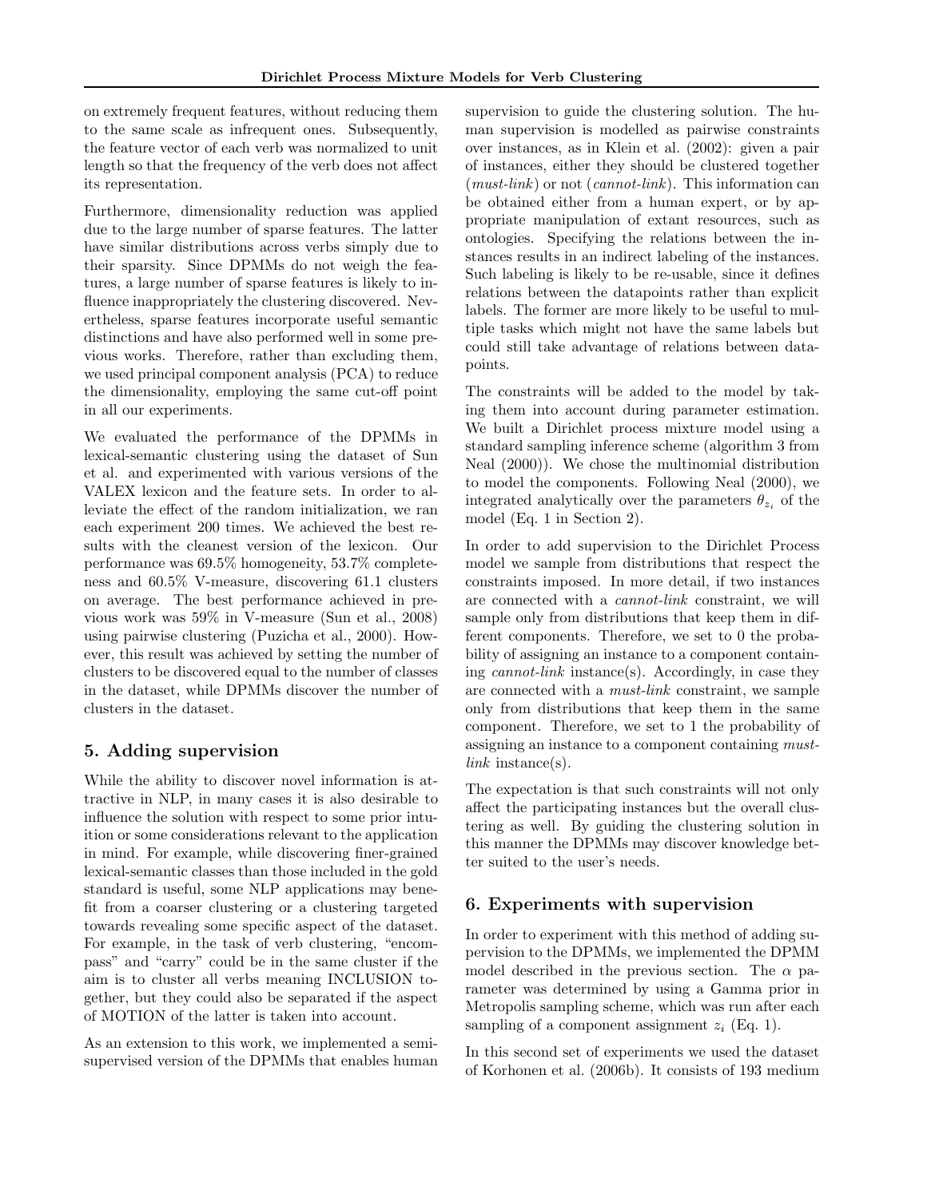on extremely frequent features, without reducing them to the same scale as infrequent ones. Subsequently, the feature vector of each verb was normalized to unit length so that the frequency of the verb does not affect its representation.

Furthermore, dimensionality reduction was applied due to the large number of sparse features. The latter have similar distributions across verbs simply due to their sparsity. Since DPMMs do not weigh the features, a large number of sparse features is likely to influence inappropriately the clustering discovered. Nevertheless, sparse features incorporate useful semantic distinctions and have also performed well in some previous works. Therefore, rather than excluding them, we used principal component analysis (PCA) to reduce the dimensionality, employing the same cut-off point in all our experiments.

We evaluated the performance of the DPMMs in lexical-semantic clustering using the dataset of Sun et al. and experimented with various versions of the VALEX lexicon and the feature sets. In order to alleviate the effect of the random initialization, we ran each experiment 200 times. We achieved the best results with the cleanest version of the lexicon. Our performance was 69.5% homogeneity, 53.7% completeness and 60.5% V-measure, discovering 61.1 clusters on average. The best performance achieved in previous work was 59% in V-measure (Sun et al., 2008) using pairwise clustering (Puzicha et al., 2000). However, this result was achieved by setting the number of clusters to be discovered equal to the number of classes in the dataset, while DPMMs discover the number of clusters in the dataset.

## 5. Adding supervision

While the ability to discover novel information is attractive in NLP, in many cases it is also desirable to influence the solution with respect to some prior intuition or some considerations relevant to the application in mind. For example, while discovering finer-grained lexical-semantic classes than those included in the gold standard is useful, some NLP applications may benefit from a coarser clustering or a clustering targeted towards revealing some specific aspect of the dataset. For example, in the task of verb clustering, "encompass" and "carry" could be in the same cluster if the aim is to cluster all verbs meaning INCLUSION together, but they could also be separated if the aspect of MOTION of the latter is taken into account.

As an extension to this work, we implemented a semi-supervised version of the DPMMs that enables human supervision to guide the clustering solution. The human supervision is modelled as pairwise constraints over instances, as in Klein et al. (2002): given a pair of instances, either they should be clustered together (*must-link*) or not (*cannot-link*). This information can be obtained either from a human expert, or by appropriate manipulation of extant resources, such as ontologies. Specifying the relations between the instances results in an indirect labeling of the instances. Such labeling is likely to be re-usable, since it defines relations between the datapoints rather than explicit labels. The former are more likely to be useful to multiple tasks which might not have the same labels but could still take advantage of relations between datapoints.

The constraints will be added to the model by taking them into account during parameter estimation. We built a Dirichlet process mixture model using a standard sampling inference scheme (algorithm 3 from Neal (2000)). We chose the multinomial distribution to model the components. Following Neal (2000), we integrated analytically over the parameters $\theta_{z_i}$ of the model (Eq. 1 in Section 2).

In order to add supervision to the Dirichlet Process model we sample from distributions that respect the constraints imposed. In more detail, if two instances are connected with a *cannot-link* constraint, we will sample only from distributions that keep them in different components. Therefore, we set to 0 the probability of assigning an instance to a component containing *cannot-link* instance(s). Accordingly, in case they are connected with a *must-link* constraint, we sample only from distributions that keep them in the same component. Therefore, we set to 1 the probability of assigning an instance to a component containing *must-link* instance(s).

The expectation is that such constraints will not only affect the participating instances but the overall clustering as well. By guiding the clustering solution in this manner the DPMMs may discover knowledge better suited to the user's needs.

## 6. Experiments with supervision

In order to experiment with this method of adding supervision to the DPMMs, we implemented the DPMM model described in the previous section. The $\alpha$ parameter was determined by using a Gamma prior in Metropolis sampling scheme, which was run after each sampling of a component assignment $z_i$ (Eq. 1).

In this second set of experiments we used the dataset of Korhonen et al. (2006b). It consists of 193 medium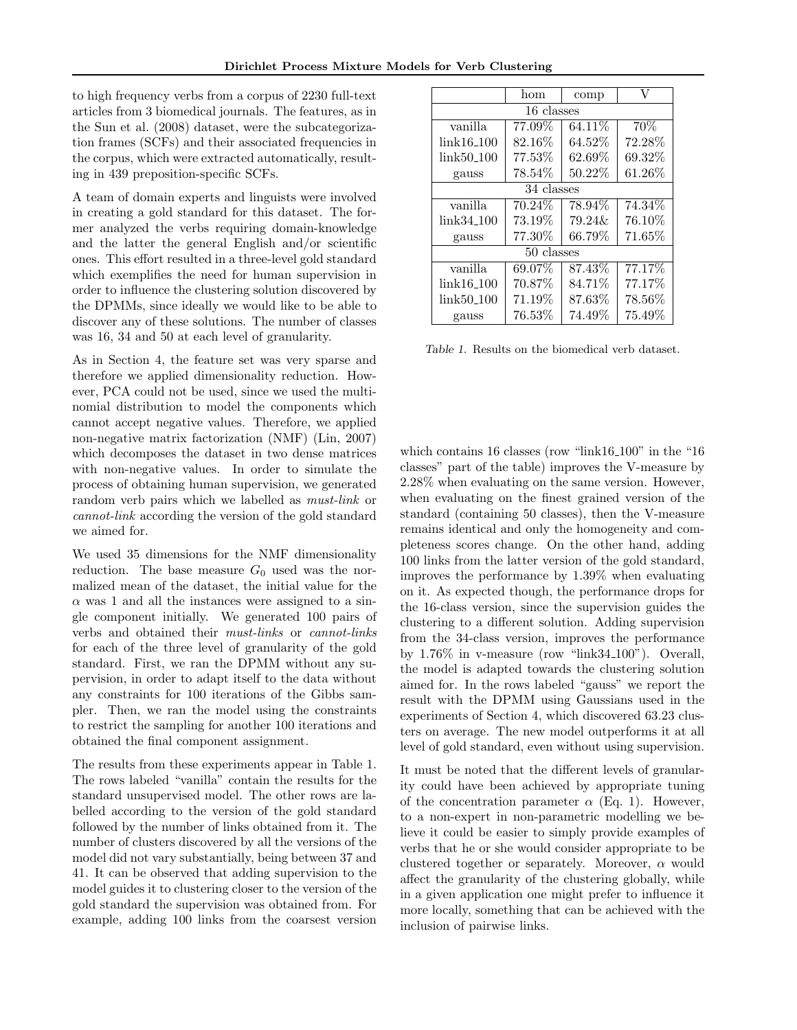to high frequency verbs from a corpus of 2230 full-text articles from 3 biomedical journals. The features, as in the Sun et al. (2008) dataset, were the subcategorization frames (SCFs) and their associated frequencies in the corpus, which were extracted automatically, resulting in 439 preposition-specific SCFs.

A team of domain experts and linguists were involved in creating a gold standard for this dataset. The former analyzed the verbs requiring domain-knowledge and the latter the general English and/or scientific ones. This effort resulted in a three-level gold standard which exemplifies the need for human supervision in order to influence the clustering solution discovered by the DPMMs, since ideally we would like to be able to discover any of these solutions. The number of classes was 16, 34 and 50 at each level of granularity.

As in Section 4, the feature set was very sparse and therefore we applied dimensionality reduction. However, PCA could not be used, since we used the multinomial distribution to model the components which cannot accept negative values. Therefore, we applied non-negative matrix factorization (NMF) (Lin, 2007) which decomposes the dataset in two dense matrices with non-negative values. In order to simulate the process of obtaining human supervision, we generated random verb pairs which we labelled as *must-link* or *cannot-link* according the version of the gold standard we aimed for.

We used 35 dimensions for the NMF dimensionality reduction. The base measure $G_0$ used was the normalized mean of the dataset, the initial value for the $\alpha$ was 1 and all the instances were assigned to a single component initially. We generated 100 pairs of verbs and obtained their *must-links* or *cannot-links* for each of the three level of granularity of the gold standard. First, we ran the DPMM without any supervision, in order to adapt itself to the data without any constraints for 100 iterations of the Gibbs sampler. Then, we ran the model using the constraints to restrict the sampling for another 100 iterations and obtained the final component assignment.

The results from these experiments appear in Table 1. The rows labeled "vanilla" contain the results for the standard unsupervised model. The other rows are labelled according to the version of the gold standard followed by the number of links obtained from it. The number of clusters discovered by all the versions of the model did not vary substantially, being between 37 and 41. It can be observed that adding supervision to the model guides it to clustering closer to the version of the gold standard the supervision was obtained from. For example, adding 100 links from the coarsest version which contains 16 classes (row "link16_100" in the "16 classes" part of the table) improves the V-measure by 2.28% when evaluating on the same version. However, when evaluating on the finest grained version of the standard (containing 50 classes), then the V-measure remains identical and only the homogeneity and completeness scores change. On the other hand, adding 100 links from the latter version of the gold standard, improves the performance by 1.39% when evaluating on it. As expected though, the performance drops for the 16-class version, since the supervision guides the clustering to a different solution. Adding supervision from the 34-class version, improves the performance by 1.76% in v-measure (row "link34_100"). Overall, the model is adapted towards the clustering solution aimed for. In the rows labeled "gauss" we report the result with the DPMM using Gaussians used in the experiments of Section 4, which discovered 63.23 clusters on average. The new model outperforms it at all level of gold standard, even without using supervision.

|  | hom | comp | V |
|---|---|---|---|
| 16 classes | | | |
| vanilla | 77.09% | 64.11% | 70% |
| link16_100 | 82.16% | 64.52% | 72.28% |
| link50_100 | 77.53% | 62.69% | 69.32% |
| gauss | 78.54% | 50.22% | 61.26% |
| 34 classes | | | |
| vanilla | 70.24% | 78.94% | 74.34% |
| link34_100 | 73.19% | 79.24& | 76.10% |
| gauss | 77.30% | 66.79% | 71.65% |
| 50 classes | | | |
| vanilla | 69.07% | 87.43% | 77.17% |
| link16_100 | 70.87% | 84.71% | 77.17% |
| link50_100 | 71.19% | 87.63% | 78.56% |
| gauss | 76.53% | 74.49% | 75.49% |

*Table 1.* Results on the biomedical verb dataset.

It must be noted that the different levels of granularity could have been achieved by appropriate tuning of the concentration parameter $\alpha$ (Eq. 1). However, to a non-expert in non-parametric modelling we believe it could be easier to simply provide examples of verbs that he or she would consider appropriate to be clustered together or separately. Moreover, $\alpha$ would affect the granularity of the clustering globally, while in a given application one might prefer to influence it more locally, something that can be achieved with the inclusion of pairwise links.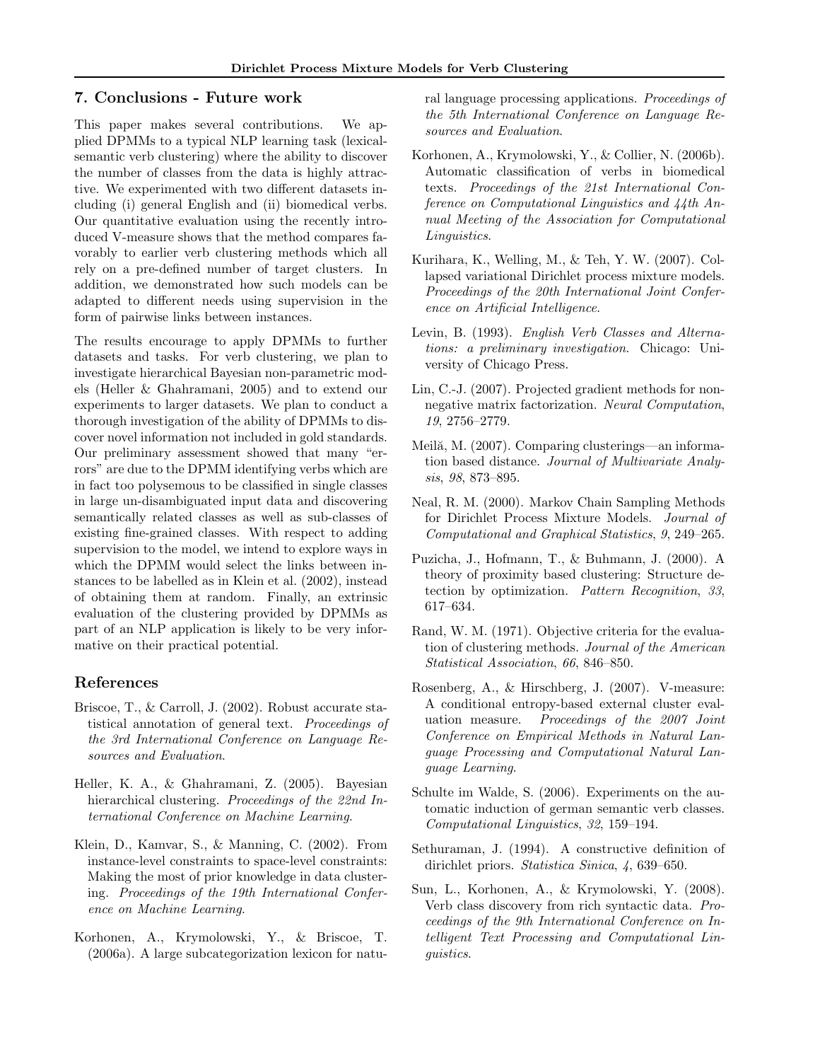## 7. Conclusions - Future work

This paper makes several contributions. We applied DPMMs to a typical NLP learning task (lexical-semantic verb clustering) where the ability to discover the number of classes from the data is highly attractive. We experimented with two different datasets including (i) general English and (ii) biomedical verbs. Our quantitative evaluation using the recently introduced V-measure shows that the method compares favorably to earlier verb clustering methods which all rely on a pre-defined number of target clusters. In addition, we demonstrated how such models can be adapted to different needs using supervision in the form of pairwise links between instances.

The results encourage to apply DPMMs to further datasets and tasks. For verb clustering, we plan to investigate hierarchical Bayesian non-parametric models (Heller & Ghahramani, 2005) and to extend our experiments to larger datasets. We plan to conduct a thorough investigation of the ability of DPMMs to discover novel information not included in gold standards. Our preliminary assessment showed that many "errors" are due to the DPMM identifying verbs which are in fact too polysemous to be classified in single classes in large un-disambiguated input data and discovering semantically related classes as well as sub-classes of existing fine-grained classes. With respect to adding supervision to the model, we intend to explore ways in which the DPMM would select the links between instances to be labelled as in Klein et al. (2002), instead of obtaining them at random. Finally, an extrinsic evaluation of the clustering provided by DPMMs as part of an NLP application is likely to be very informative on their practical potential.

## References

Briscoe, T., & Carroll, J. (2002). Robust accurate statistical annotation of general text. *Proceedings of the 3rd International Conference on Language Resources and Evaluation*.

Heller, K. A., & Ghahramani, Z. (2005). Bayesian hierarchical clustering. *Proceedings of the 22nd International Conference on Machine Learning*.

Klein, D., Kamvar, S., & Manning, C. (2002). From instance-level constraints to space-level constraints: Making the most of prior knowledge in data clustering. *Proceedings of the 19th International Conference on Machine Learning*.

Korhonen, A., Krymolowski, Y., & Briscoe, T. (2006a). A large subcategorization lexicon for natural language processing applications. *Proceedings of the 5th International Conference on Language Resources and Evaluation*.

Korhonen, A., Krymolowski, Y., & Collier, N. (2006b). Automatic classification of verbs in biomedical texts. *Proceedings of the 21st International Conference on Computational Linguistics and 44th Annual Meeting of the Association for Computational Linguistics*.

Kurihara, K., Welling, M., & Teh, Y. W. (2007). Collapsed variational Dirichlet process mixture models. *Proceedings of the 20th International Joint Conference on Artificial Intelligence*.

Levin, B. (1993). *English Verb Classes and Alternations: a preliminary investigation*. Chicago: University of Chicago Press.

Lin, C.-J. (2007). Projected gradient methods for non-negative matrix factorization. *Neural Computation*, *19*, 2756–2779.

Meilă, M. (2007). Comparing clusterings—an information based distance. *Journal of Multivariate Analysis*, *98*, 873–895.

Neal, R. M. (2000). Markov Chain Sampling Methods for Dirichlet Process Mixture Models. *Journal of Computational and Graphical Statistics*, *9*, 249–265.

Puzicha, J., Hofmann, T., & Buhmann, J. (2000). A theory of proximity based clustering: Structure detection by optimization. *Pattern Recognition*, *33*, 617–634.

Rand, W. M. (1971). Objective criteria for the evaluation of clustering methods. *Journal of the American Statistical Association*, *66*, 846–850.

Rosenberg, A., & Hirschberg, J. (2007). V-measure: A conditional entropy-based external cluster evaluation measure. *Proceedings of the 2007 Joint Conference on Empirical Methods in Natural Language Processing and Computational Natural Language Learning*.

Schulte im Walde, S. (2006). Experiments on the automatic induction of german semantic verb classes. *Computational Linguistics*, *32*, 159–194.

Sethuraman, J. (1994). A constructive definition of dirichlet priors. *Statistica Sinica*, *4*, 639–650.

Sun, L., Korhonen, A., & Krymolowski, Y. (2008). Verb class discovery from rich syntactic data. *Proceedings of the 9th International Conference on Intelligent Text Processing and Computational Linguistics*.